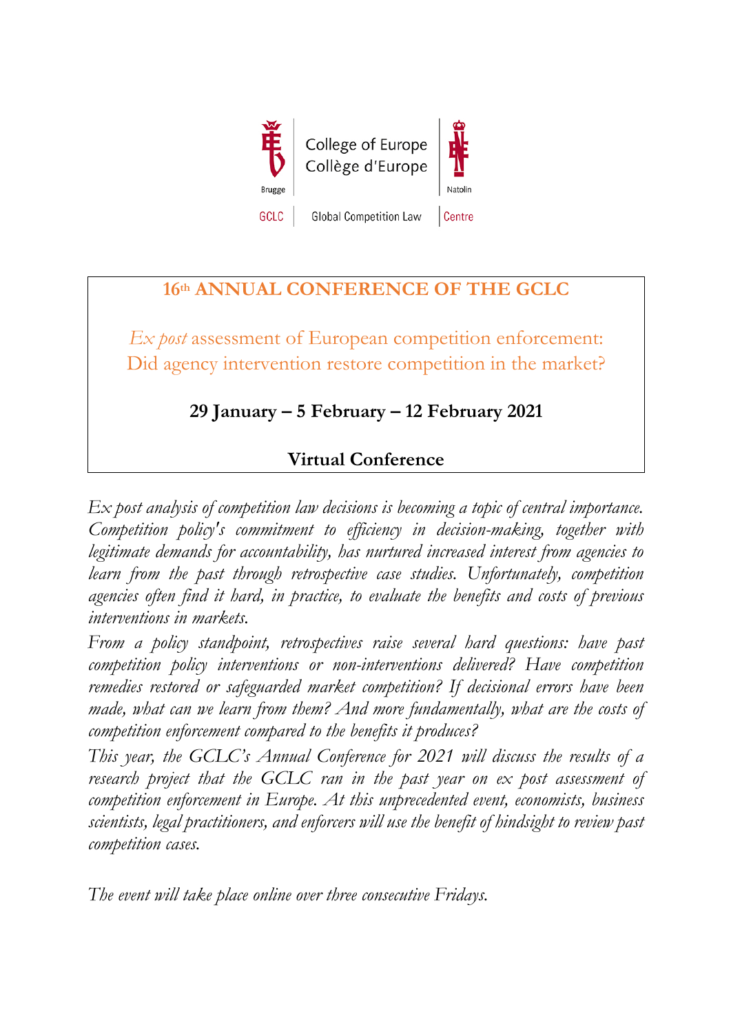College of Europe
Collège d'Europe

Brugge | Natolin

GCLC | Global Competition Law | Centre

# 16th ANNUAL CONFERENCE OF THE GCLC

## *Ex post* assessment of European competition enforcement: Did agency intervention restore competition in the market?

**29 January – 5 February – 12 February 2021**

**Virtual Conference**

*Ex post analysis of competition law decisions is becoming a topic of central importance. Competition policy's commitment to efficiency in decision-making, together with legitimate demands for accountability, has nurtured increased interest from agencies to learn from the past through retrospective case studies. Unfortunately, competition agencies often find it hard, in practice, to evaluate the benefits and costs of previous interventions in markets.*

*From a policy standpoint, retrospectives raise several hard questions: have past competition policy interventions or non-interventions delivered? Have competition remedies restored or safeguarded market competition? If decisional errors have been made, what can we learn from them? And more fundamentally, what are the costs of competition enforcement compared to the benefits it produces?*

*This year, the GCLC's Annual Conference for 2021 will discuss the results of a research project that the GCLC ran in the past year on ex post assessment of competition enforcement in Europe. At this unprecedented event, economists, business scientists, legal practitioners, and enforcers will use the benefit of hindsight to review past competition cases.*

*The event will take place online over three consecutive Fridays.*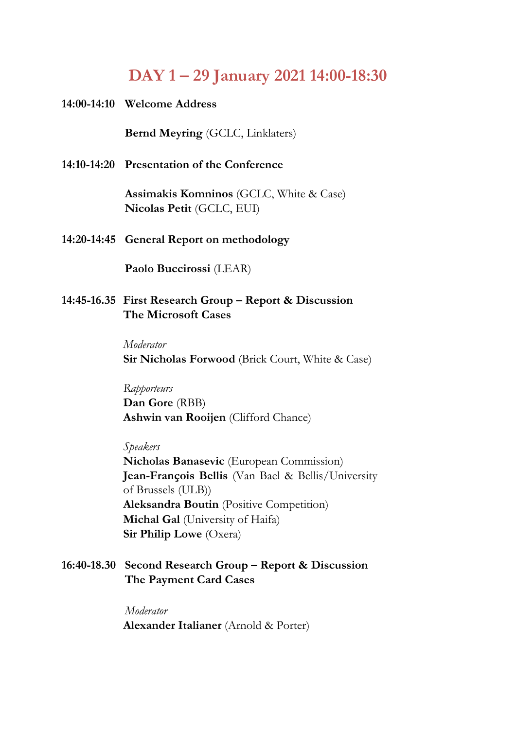## DAY 1 – 29 January 2021 14:00-18:30

**14:00-14:10 Welcome Address**

**Bernd Meyring** (GCLC, Linklaters)

**14:10-14:20 Presentation of the Conference**

**Assimakis Komninos** (GCLC, White & Case)
**Nicolas Petit** (GCLC, EUI)

**14:20-14:45 General Report on methodology**

**Paolo Buccirossi** (LEAR)

**14:45-16.35 First Research Group – Report & Discussion**
**The Microsoft Cases**

*Moderator*
**Sir Nicholas Forwood** (Brick Court, White & Case)

*Rapporteurs*
**Dan Gore** (RBB)
**Ashwin van Rooijen** (Clifford Chance)

*Speakers*
**Nicholas Banasevic** (European Commission)
**Jean-François Bellis** (Van Bael & Bellis/University of Brussels (ULB))
**Aleksandra Boutin** (Positive Competition)
**Michal Gal** (University of Haifa)
**Sir Philip Lowe** (Oxera)

**16:40-18.30 Second Research Group – Report & Discussion**
**The Payment Card Cases**

*Moderator*
**Alexander Italianer** (Arnold & Porter)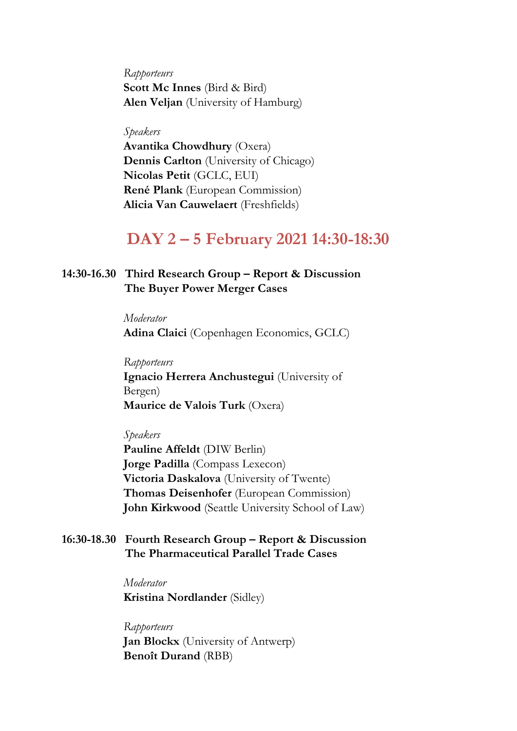*Rapporteurs*
**Scott Mc Innes** (Bird & Bird)
**Alen Veljan** (University of Hamburg)

*Speakers*
**Avantika Chowdhury** (Oxera)
**Dennis Carlton** (University of Chicago)
**Nicolas Petit** (GCLC, EUI)
**René Plank** (European Commission)
**Alicia Van Cauwelaert** (Freshfields)

## DAY 2 – 5 February 2021 14:30-18:30

**14:30-16.30 Third Research Group – Report & Discussion**
**The Buyer Power Merger Cases**

*Moderator*
**Adina Claici** (Copenhagen Economics, GCLC)

*Rapporteurs*
**Ignacio Herrera Anchustegui** (University of Bergen)
**Maurice de Valois Turk** (Oxera)

*Speakers*
**Pauline Affeldt** (DIW Berlin)
**Jorge Padilla** (Compass Lexecon)
**Victoria Daskalova** (University of Twente)
**Thomas Deisenhofer** (European Commission)
**John Kirkwood** (Seattle University School of Law)

**16:30-18.30 Fourth Research Group – Report & Discussion**
**The Pharmaceutical Parallel Trade Cases**

*Moderator*
**Kristina Nordlander** (Sidley)

*Rapporteurs*
**Jan Blockx** (University of Antwerp)
**Benoît Durand** (RBB)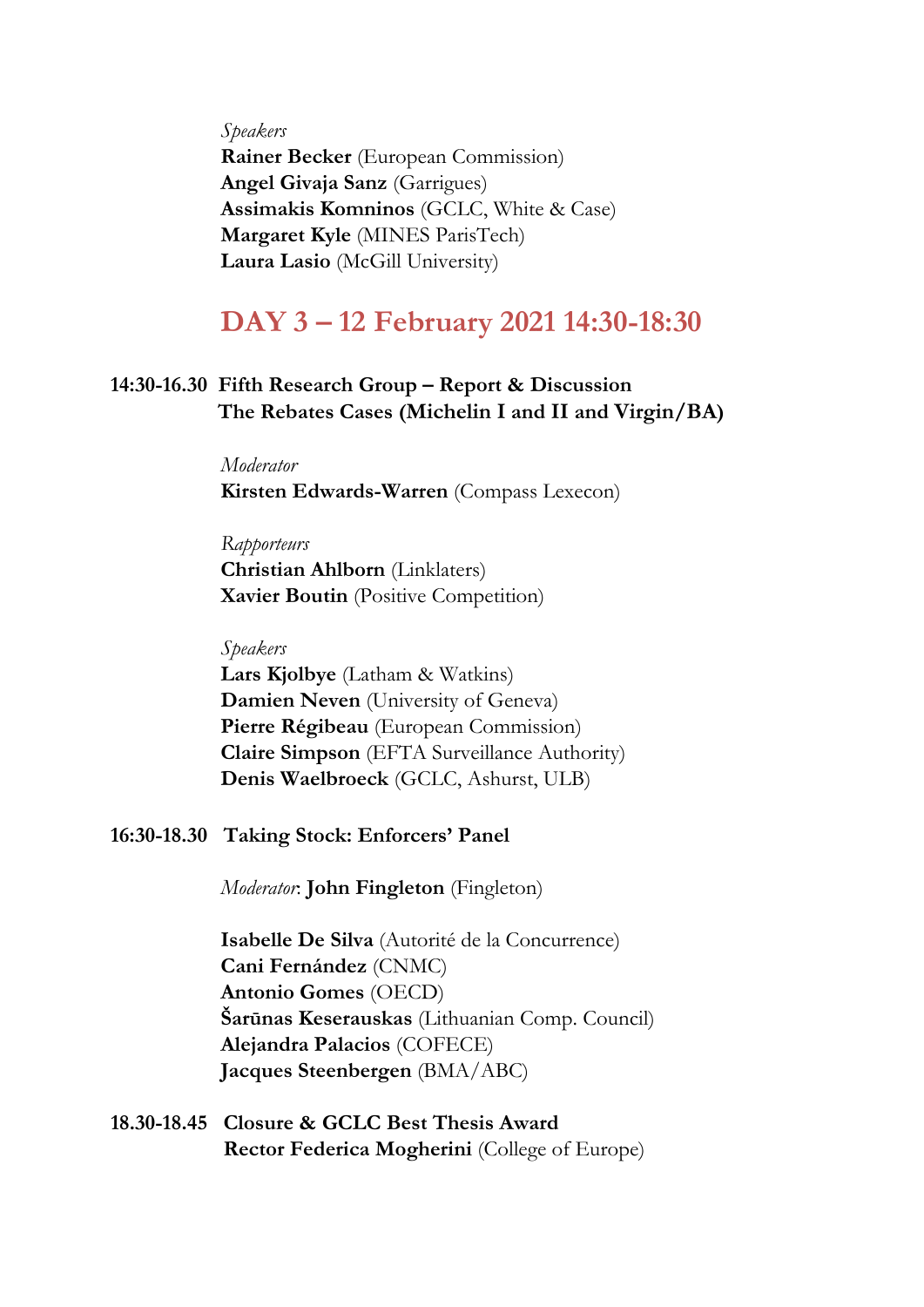*Speakers*
**Rainer Becker** (European Commission)
**Angel Givaja Sanz** (Garrigues)
**Assimakis Komninos** (GCLC, White & Case)
**Margaret Kyle** (MINES ParisTech)
**Laura Lasio** (McGill University)

## DAY 3 – 12 February 2021 14:30-18:30

**14:30-16.30 Fifth Research Group – Report & Discussion**
**The Rebates Cases (Michelin I and II and Virgin/BA)**

*Moderator*
**Kirsten Edwards-Warren** (Compass Lexecon)

*Rapporteurs*
**Christian Ahlborn** (Linklaters)
**Xavier Boutin** (Positive Competition)

*Speakers*
**Lars Kjolbye** (Latham & Watkins)
**Damien Neven** (University of Geneva)
**Pierre Régibeau** (European Commission)
**Claire Simpson** (EFTA Surveillance Authority)
**Denis Waelbroeck** (GCLC, Ashurst, ULB)

**16:30-18.30 Taking Stock: Enforcers' Panel**

*Moderator*: **John Fingleton** (Fingleton)

**Isabelle De Silva** (Autorité de la Concurrence)
**Cani Fernández** (CNMC)
**Antonio Gomes** (OECD)
**Šarūnas Keserauskas** (Lithuanian Comp. Council)
**Alejandra Palacios** (COFECE)
**Jacques Steenbergen** (BMA/ABC)

**18.30-18.45 Closure & GCLC Best Thesis Award**
**Rector Federica Mogherini** (College of Europe)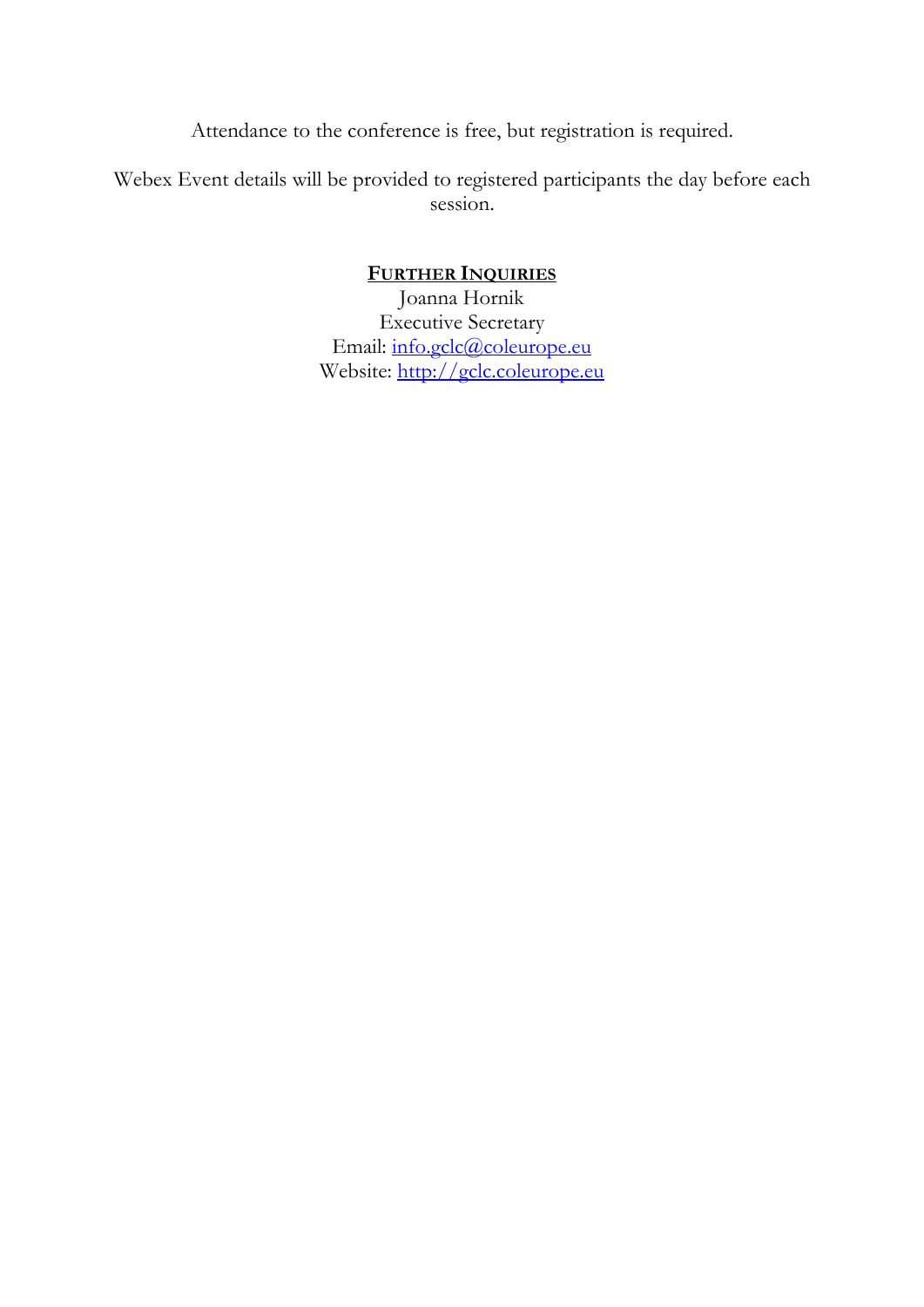Attendance to the conference is free, but registration is required.

Webex Event details will be provided to registered participants the day before each session.

**FURTHER INQUIRIES**

Joanna Hornik
Executive Secretary
Email: info.gclc@coleurope.eu
Website: http://gclc.coleurope.eu